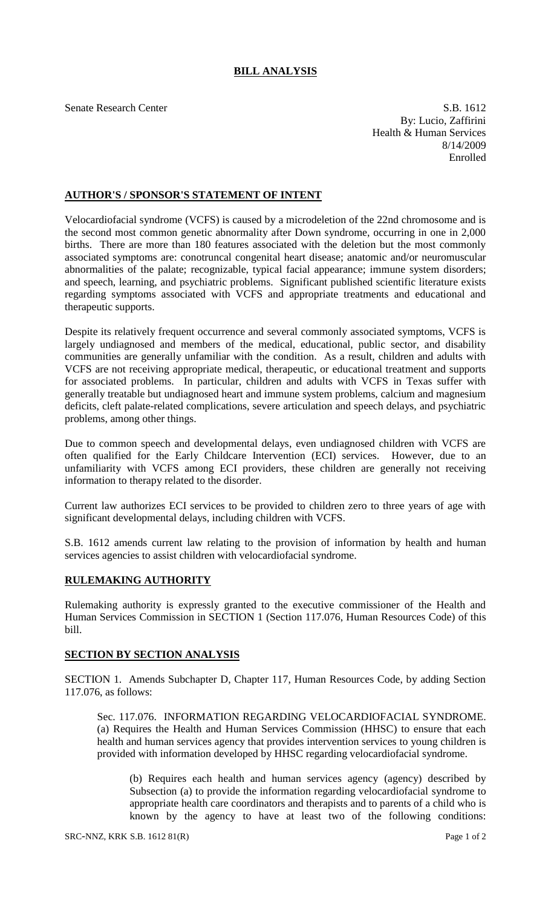# BILL ANALYSIS

Senate Research Center

S.B. 1612
By: Lucio, Zaffirini
Health & Human Services
8/14/2009
Enrolled

## AUTHOR'S / SPONSOR'S STATEMENT OF INTENT

Velocardiofacial syndrome (VCFS) is caused by a microdeletion of the 22nd chromosome and is the second most common genetic abnormality after Down syndrome, occurring in one in 2,000 births. There are more than 180 features associated with the deletion but the most commonly associated symptoms are: conotruncal congenital heart disease; anatomic and/or neuromuscular abnormalities of the palate; recognizable, typical facial appearance; immune system disorders; and speech, learning, and psychiatric problems. Significant published scientific literature exists regarding symptoms associated with VCFS and appropriate treatments and educational and therapeutic supports.

Despite its relatively frequent occurrence and several commonly associated symptoms, VCFS is largely undiagnosed and members of the medical, educational, public sector, and disability communities are generally unfamiliar with the condition. As a result, children and adults with VCFS are not receiving appropriate medical, therapeutic, or educational treatment and supports for associated problems. In particular, children and adults with VCFS in Texas suffer with generally treatable but undiagnosed heart and immune system problems, calcium and magnesium deficits, cleft palate-related complications, severe articulation and speech delays, and psychiatric problems, among other things.

Due to common speech and developmental delays, even undiagnosed children with VCFS are often qualified for the Early Childcare Intervention (ECI) services. However, due to an unfamiliarity with VCFS among ECI providers, these children are generally not receiving information to therapy related to the disorder.

Current law authorizes ECI services to be provided to children zero to three years of age with significant developmental delays, including children with VCFS.

S.B. 1612 amends current law relating to the provision of information by health and human services agencies to assist children with velocardiofacial syndrome.

## RULEMAKING AUTHORITY

Rulemaking authority is expressly granted to the executive commissioner of the Health and Human Services Commission in SECTION 1 (Section 117.076, Human Resources Code) of this bill.

## SECTION BY SECTION ANALYSIS

SECTION 1. Amends Subchapter D, Chapter 117, Human Resources Code, by adding Section 117.076, as follows:

Sec. 117.076. INFORMATION REGARDING VELOCARDIOFACIAL SYNDROME. (a) Requires the Health and Human Services Commission (HHSC) to ensure that each health and human services agency that provides intervention services to young children is provided with information developed by HHSC regarding velocardiofacial syndrome.

(b) Requires each health and human services agency (agency) described by Subsection (a) to provide the information regarding velocardiofacial syndrome to appropriate health care coordinators and therapists and to parents of a child who is known by the agency to have at least two of the following conditions: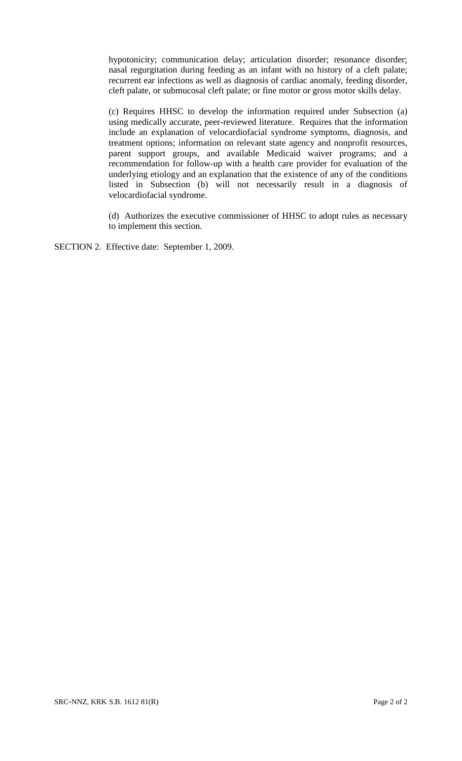hypotonicity; communication delay; articulation disorder; resonance disorder; nasal regurgitation during feeding as an infant with no history of a cleft palate; recurrent ear infections as well as diagnosis of cardiac anomaly, feeding disorder, cleft palate, or submucosal cleft palate; or fine motor or gross motor skills delay.

(c) Requires HHSC to develop the information required under Subsection (a) using medically accurate, peer-reviewed literature. Requires that the information include an explanation of velocardiofacial syndrome symptoms, diagnosis, and treatment options; information on relevant state agency and nonprofit resources, parent support groups, and available Medicaid waiver programs; and a recommendation for follow-up with a health care provider for evaluation of the underlying etiology and an explanation that the existence of any of the conditions listed in Subsection (b) will not necessarily result in a diagnosis of velocardiofacial syndrome.

(d) Authorizes the executive commissioner of HHSC to adopt rules as necessary to implement this section.

SECTION 2. Effective date: September 1, 2009.